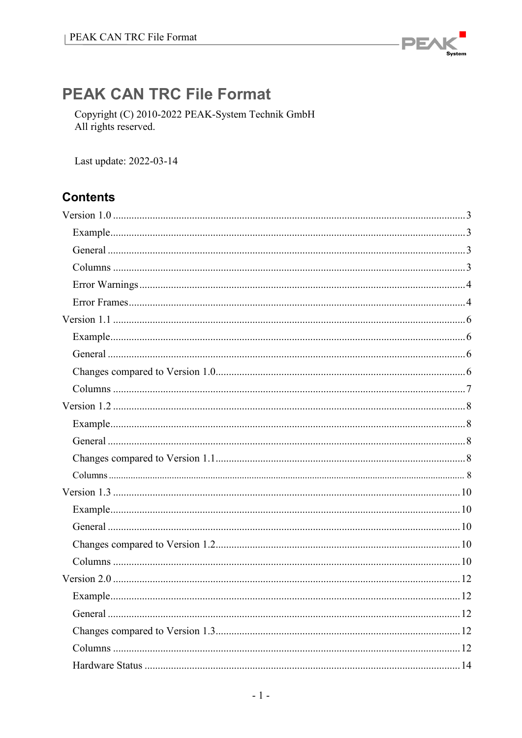# PEAK CAN TRC File Format

Copyright (C) 2010-2022 PEAK-System Technik GmbH
All rights reserved.

Last update: 2022-03-14

## Contents

- Version 1.0 ... 3
  - Example ... 3
  - General ... 3
  - Columns ... 3
  - Error Warnings ... 4
  - Error Frames ... 4
- Version 1.1 ... 6
  - Example ... 6
  - General ... 6
  - Changes compared to Version 1.0 ... 6
  - Columns ... 7
- Version 1.2 ... 8
  - Example ... 8
  - General ... 8
  - Changes compared to Version 1.1 ... 8
  - Columns ... 8
- Version 1.3 ... 10
  - Example ... 10
  - General ... 10
  - Changes compared to Version 1.2 ... 10
  - Columns ... 10
- Version 2.0 ... 12
  - Example ... 12
  - General ... 12
  - Changes compared to Version 1.3 ... 12
  - Columns ... 12
  - Hardware Status ... 14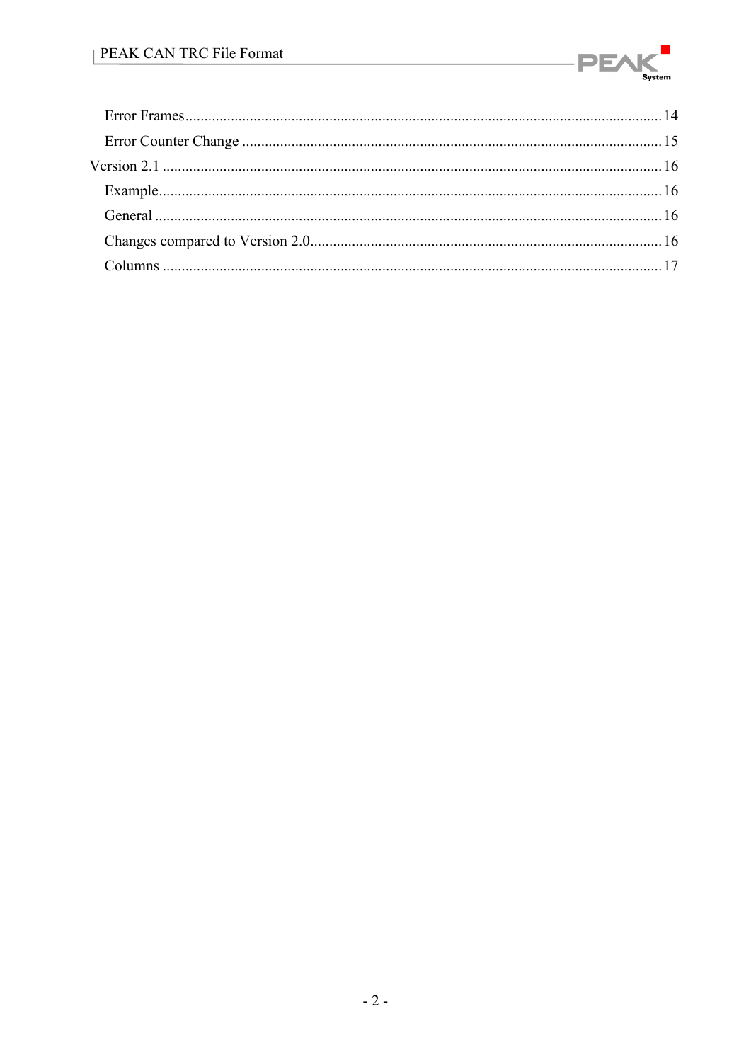Error Frames ............................................................................................................................ 14
Error Counter Change ............................................................................................................. 15

Version 2.1 ................................................................................................................................. 16
Example.................................................................................................................................. 16
General ................................................................................................................................... 16
Changes compared to Version 2.0.......................................................................................... 16
Columns ................................................................................................................................. 17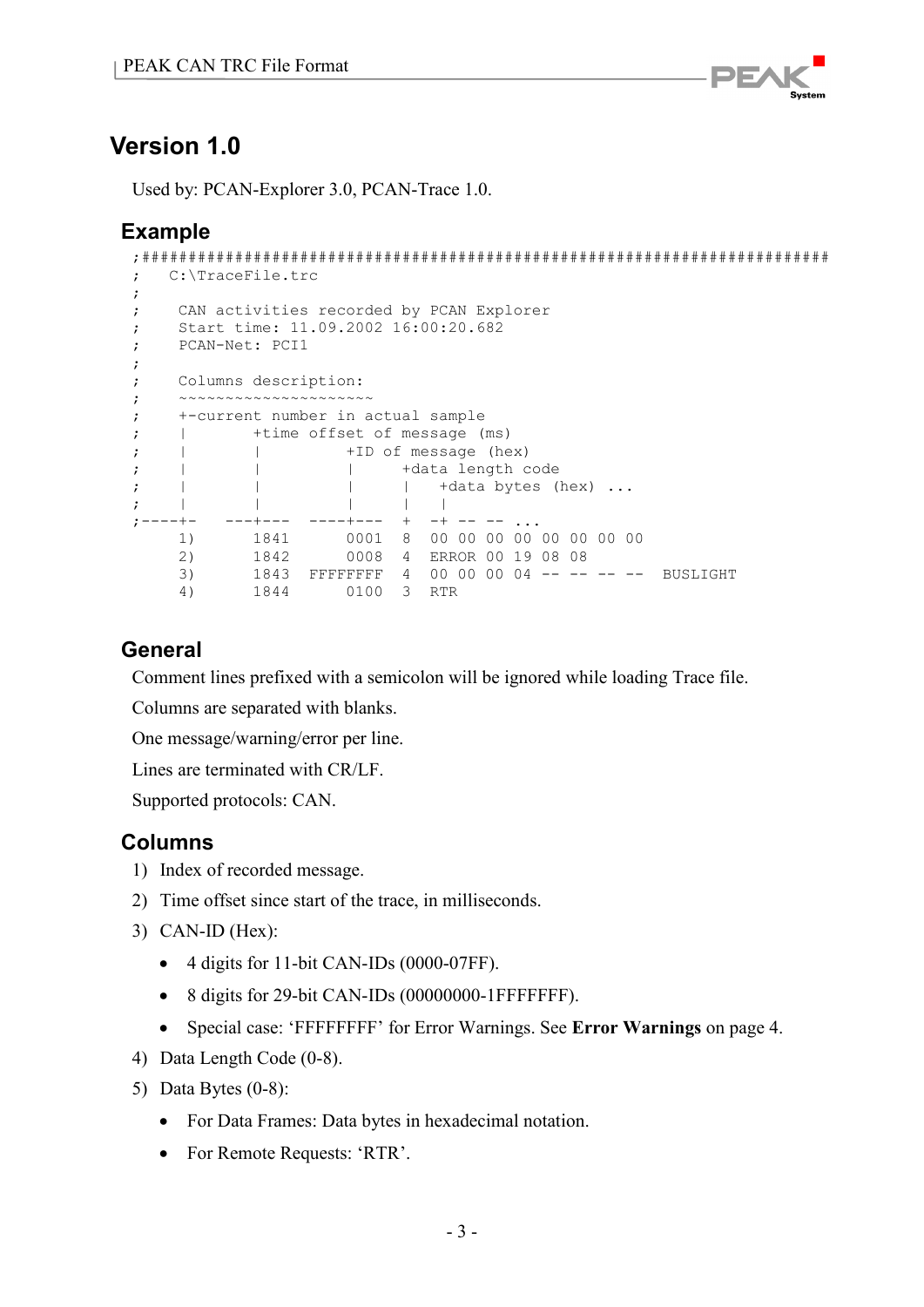## Version 1.0

Used by: PCAN-Explorer 3.0, PCAN-Trace 1.0.

### Example

```
;##########################################################################
;   C:\TraceFile.trc
;
;    CAN activities recorded by PCAN Explorer
;    Start time: 11.09.2002 16:00:20.682
;    PCAN-Net: PCI1
;
;    Columns description:
;    ~~~~~~~~~~~~~~~~~~~~~
;    +-current number in actual sample
;    |       +time offset of message (ms)
;    |       |         +ID of message (hex)
;    |       |         |     +data length code
;    |       |         |     |   +data bytes (hex) ...
;    |       |         |     |   |
;----+-   ---+---   ----+---  +  -+ -- -- ...
     1)      1841      0001  8  00 00 00 00 00 00 00 00
     2)      1842      0008  4  ERROR 00 19 08 08
     3)      1843  FFFFFFFF  4  00 00 00 04 -- -- -- --  BUSLIGHT
     4)      1844      0100  3  RTR
```

### General

Comment lines prefixed with a semicolon will be ignored while loading Trace file.

Columns are separated with blanks.

One message/warning/error per line.

Lines are terminated with CR/LF.

Supported protocols: CAN.

### Columns

1) Index of recorded message.
2) Time offset since start of the trace, in milliseconds.
3) CAN-ID (Hex):
   - 4 digits for 11-bit CAN-IDs (0000-07FF).
   - 8 digits for 29-bit CAN-IDs (00000000-1FFFFFFF).
   - Special case: 'FFFFFFFF' for Error Warnings. See **Error Warnings** on page 4.
4) Data Length Code (0-8).
5) Data Bytes (0-8):
   - For Data Frames: Data bytes in hexadecimal notation.
   - For Remote Requests: 'RTR'.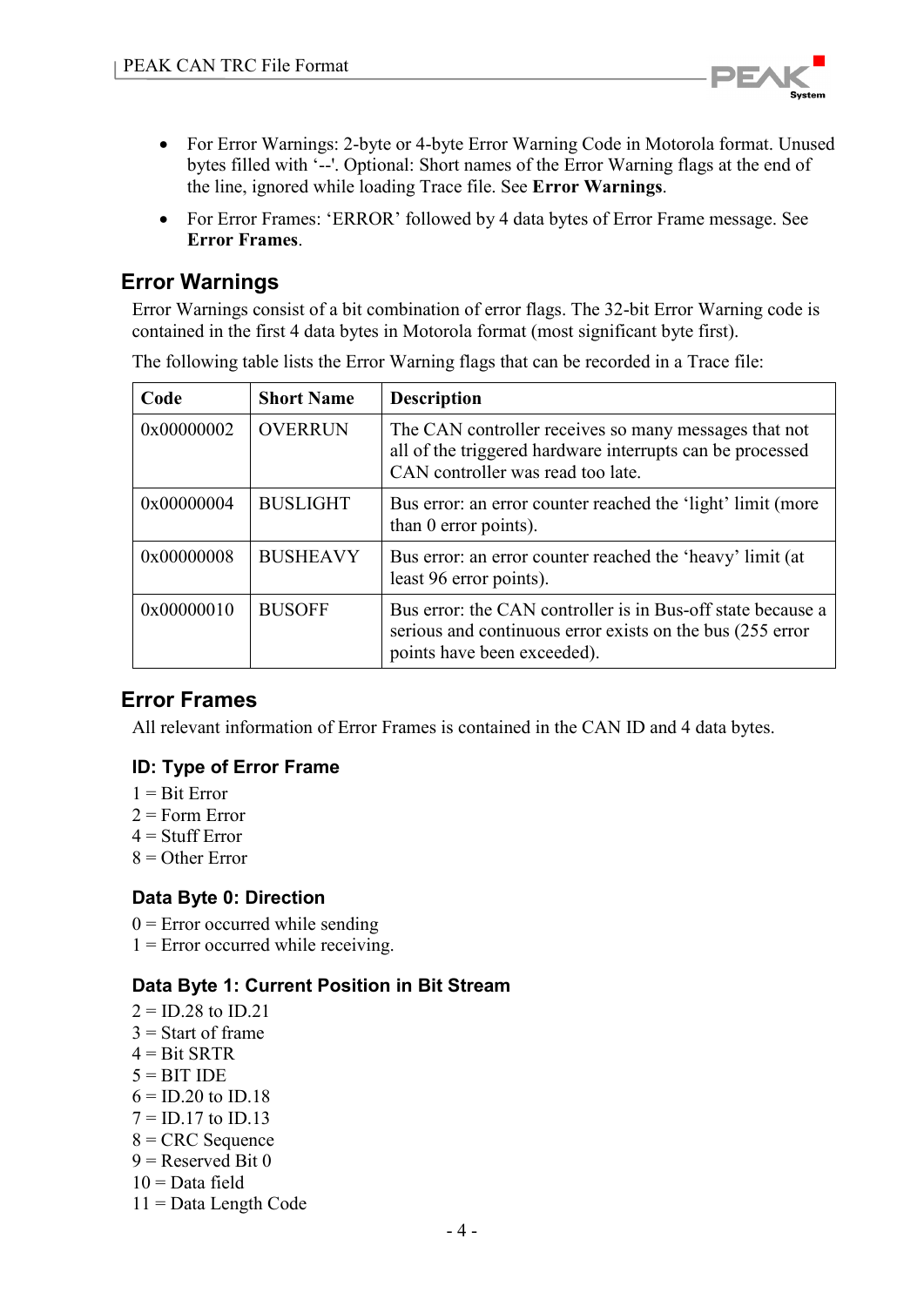- For Error Warnings: 2-byte or 4-byte Error Warning Code in Motorola format. Unused bytes filled with '--'. Optional: Short names of the Error Warning flags at the end of the line, ignored while loading Trace file. See **Error Warnings**.
- For Error Frames: 'ERROR' followed by 4 data bytes of Error Frame message. See **Error Frames**.

## Error Warnings

Error Warnings consist of a bit combination of error flags. The 32-bit Error Warning code is contained in the first 4 data bytes in Motorola format (most significant byte first).

The following table lists the Error Warning flags that can be recorded in a Trace file:

| Code | Short Name | Description |
|---|---|---|
| 0x00000002 | OVERRUN | The CAN controller receives so many messages that not all of the triggered hardware interrupts can be processed CAN controller was read too late. |
| 0x00000004 | BUSLIGHT | Bus error: an error counter reached the 'light' limit (more than 0 error points). |
| 0x00000008 | BUSHEAVY | Bus error: an error counter reached the 'heavy' limit (at least 96 error points). |
| 0x00000010 | BUSOFF | Bus error: the CAN controller is in Bus-off state because a serious and continuous error exists on the bus (255 error points have been exceeded). |

## Error Frames

All relevant information of Error Frames is contained in the CAN ID and 4 data bytes.

### ID: Type of Error Frame

1 = Bit Error  
2 = Form Error  
4 = Stuff Error  
8 = Other Error

### Data Byte 0: Direction

0 = Error occurred while sending  
1 = Error occurred while receiving.

### Data Byte 1: Current Position in Bit Stream

2 = ID.28 to ID.21  
3 = Start of frame  
4 = Bit SRTR  
5 = BIT IDE  
6 = ID.20 to ID.18  
7 = ID.17 to ID.13  
8 = CRC Sequence  
9 = Reserved Bit 0  
10 = Data field  
11 = Data Length Code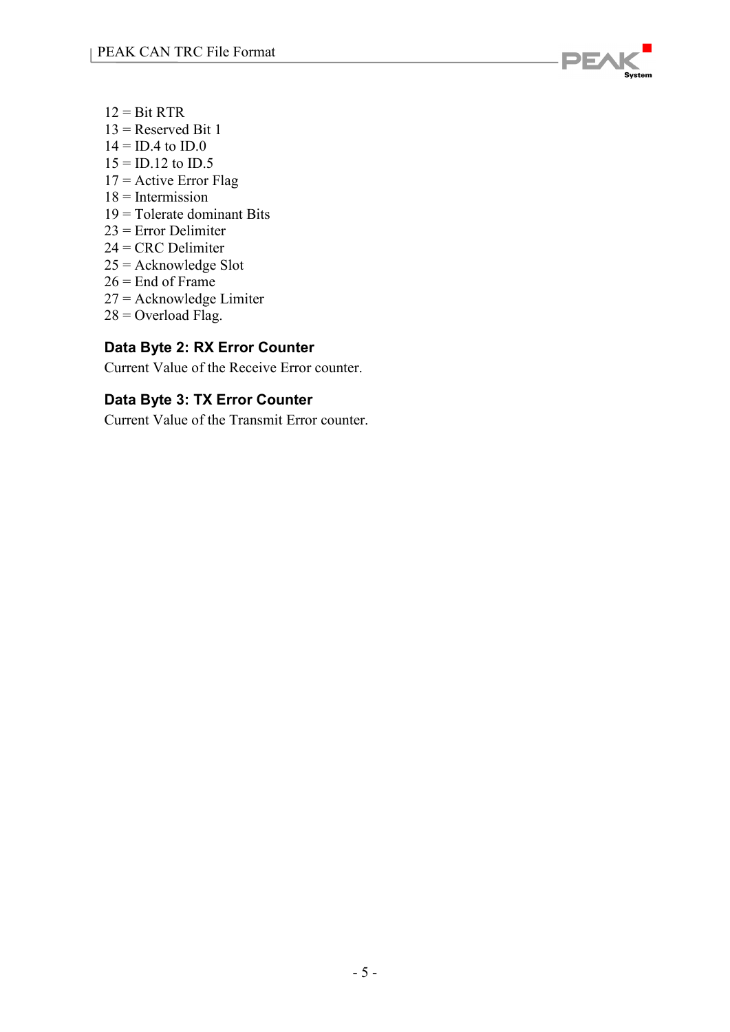12 = Bit RTR
13 = Reserved Bit 1
14 = ID.4 to ID.0
15 = ID.12 to ID.5
17 = Active Error Flag
18 = Intermission
19 = Tolerate dominant Bits
23 = Error Delimiter
24 = CRC Delimiter
25 = Acknowledge Slot
26 = End of Frame
27 = Acknowledge Limiter
28 = Overload Flag.

### Data Byte 2: RX Error Counter

Current Value of the Receive Error counter.

### Data Byte 3: TX Error Counter

Current Value of the Transmit Error counter.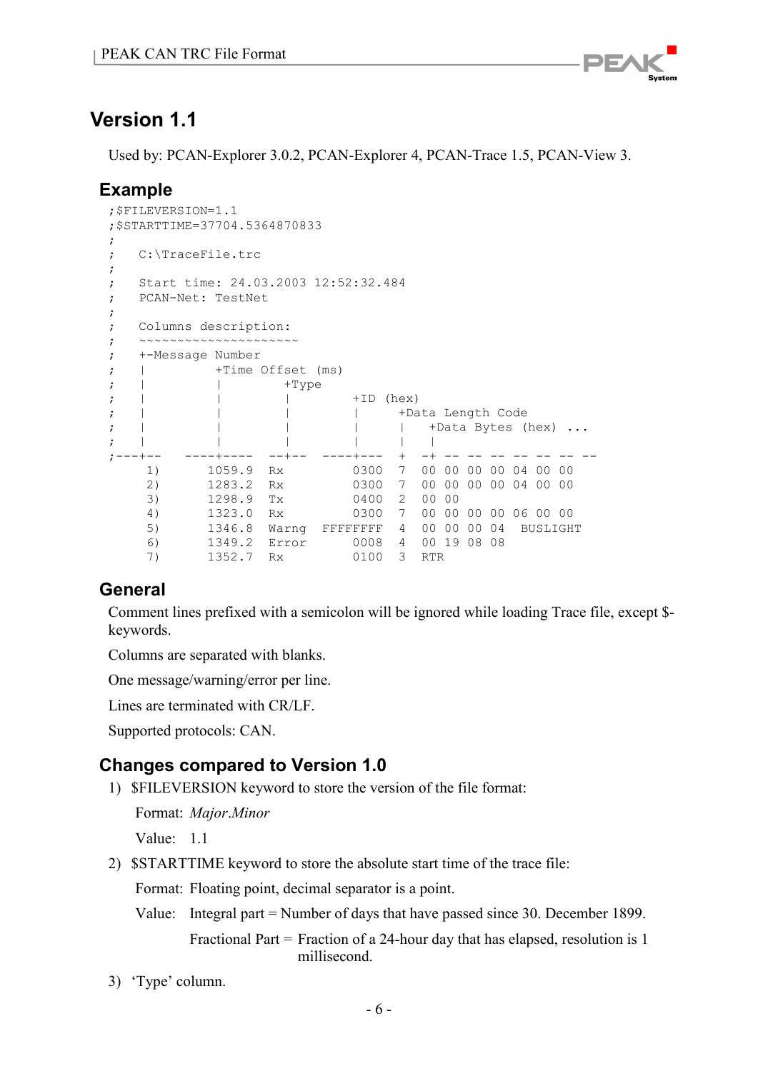## Version 1.1

Used by: PCAN-Explorer 3.0.2, PCAN-Explorer 4, PCAN-Trace 1.5, PCAN-View 3.

### Example

```
;$FILEVERSION=1.1
;$STARTTIME=37704.5364870833
;
;   C:\TraceFile.trc
;
;   Start time: 24.03.2003 12:52:32.484
;   PCAN-Net: TestNet
;
;   Columns description:
;   ~~~~~~~~~~~~~~~~~~~~~
;   +-Message Number
;   |         +Time Offset (ms)
;   |         |        +Type
;   |         |        |        +ID (hex)
;   |         |        |        |     +Data Length Code
;   |         |        |        |     |   +Data Bytes (hex) ...
;   |         |        |        |     |   |
;---+--   ----+----  --+--   ----+---  +  -+ -- -- -- -- -- -- --
     1)      1059.9  Rx         0300  7  00 00 00 00 04 00 00
     2)      1283.2  Rx         0300  7  00 00 00 00 04 00 00
     3)      1298.9  Tx         0400  2  00 00
     4)      1323.0  Rx         0300  7  00 00 00 00 06 00 00
     5)      1346.8  Warng  FFFFFFFF  4  00 00 00 04  BUSLIGHT
     6)      1349.2  Error      0008  4  00 19 08 08
     7)      1352.7  Rx         0100  3  RTR
```

### General

Comment lines prefixed with a semicolon will be ignored while loading Trace file, except $-keywords.

Columns are separated with blanks.

One message/warning/error per line.

Lines are terminated with CR/LF.

Supported protocols: CAN.

### Changes compared to Version 1.0

1) $FILEVERSION keyword to store the version of the file format:

   Format: *Major.Minor*

   Value: 1.1

2) $STARTTIME keyword to store the absolute start time of the trace file:

   Format: Floating point, decimal separator is a point.

   Value: Integral part = Number of days that have passed since 30. December 1899.

   Fractional Part = Fraction of a 24-hour day that has elapsed, resolution is 1 millisecond.

3) 'Type' column.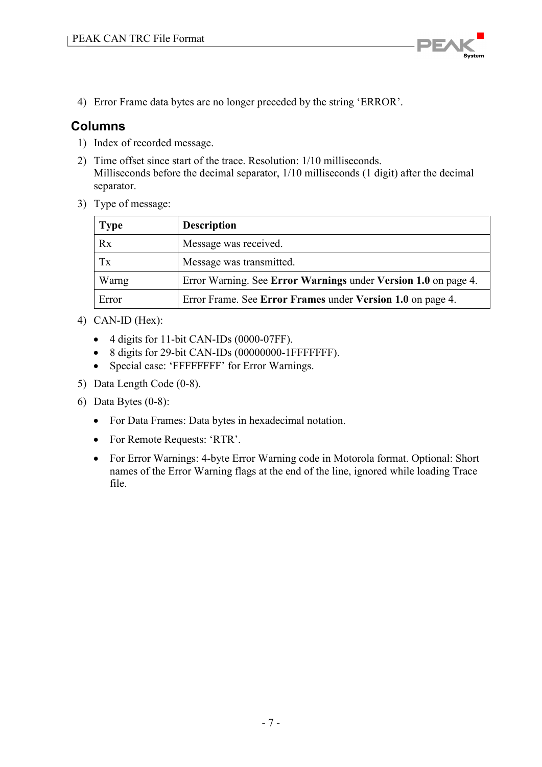4) Error Frame data bytes are no longer preceded by the string ‘ERROR’.

## Columns

1) Index of recorded message.
2) Time offset since start of the trace. Resolution: 1/10 milliseconds.
   Milliseconds before the decimal separator, 1/10 milliseconds (1 digit) after the decimal separator.
3) Type of message:

| Type | Description |
|---|---|
| Rx | Message was received. |
| Tx | Message was transmitted. |
| Warng | Error Warning. See **Error Warnings** under **Version 1.0** on page 4. |
| Error | Error Frame. See **Error Frames** under **Version 1.0** on page 4. |

4) CAN-ID (Hex):
   - 4 digits for 11-bit CAN-IDs (0000-07FF).
   - 8 digits for 29-bit CAN-IDs (00000000-1FFFFFFF).
   - Special case: ‘FFFFFFFF’ for Error Warnings.
5) Data Length Code (0-8).
6) Data Bytes (0-8):
   - For Data Frames: Data bytes in hexadecimal notation.
   - For Remote Requests: ‘RTR’.
   - For Error Warnings: 4-byte Error Warning code in Motorola format. Optional: Short names of the Error Warning flags at the end of the line, ignored while loading Trace file.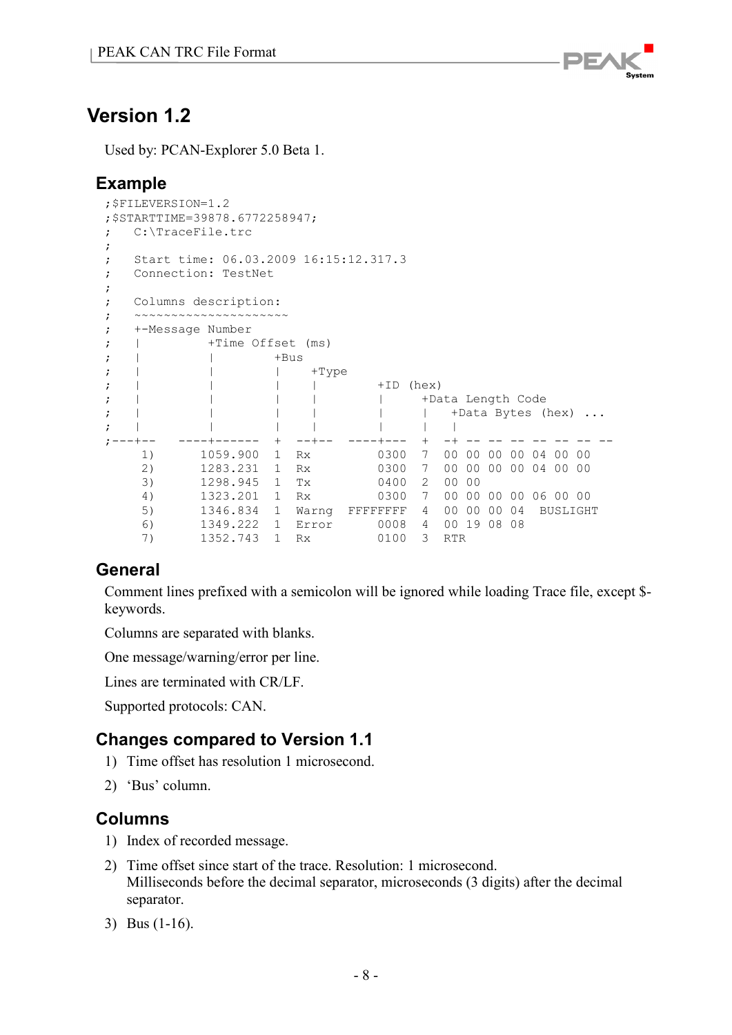## Version 1.2

Used by: PCAN-Explorer 5.0 Beta 1.

### Example

```
;$FILEVERSION=1.2
;$STARTTIME=39878.6772258947;
;   C:\TraceFile.trc
;
;   Start time: 06.03.2009 16:15:12.317.3
;   Connection: TestNet
;
;   Columns description:
;   ~~~~~~~~~~~~~~~~~~~~~
;   +-Message Number
;   |          +Time Offset (ms)
;   |          |        +Bus
;   |          |        |    +Type
;   |          |        |    |        +ID (hex)
;   |          |        |    |        |     +Data Length Code
;   |          |        |    |        |     |   +Data Bytes (hex) ...
;   |          |        |    |        |     |   |
;---+--   ----+------  +  --+--  ----+---  +  -+ -- -- -- -- -- -- --
     1)      1059.900  1  Rx        0300  7  00 00 00 00 04 00 00
     2)      1283.231  1  Rx        0300  7  00 00 00 00 04 00 00
     3)      1298.945  1  Tx        0400  2  00 00
     4)      1323.201  1  Rx        0300  7  00 00 00 00 06 00 00
     5)      1346.834  1  Warng  FFFFFFFF  4  00 00 00 04  BUSLIGHT
     6)      1349.222  1  Error     0008  4  00 19 08 08
     7)      1352.743  1  Rx        0100  3  RTR
```

### General

Comment lines prefixed with a semicolon will be ignored while loading Trace file, except $-keywords.

Columns are separated with blanks.

One message/warning/error per line.

Lines are terminated with CR/LF.

Supported protocols: CAN.

### Changes compared to Version 1.1

1) Time offset has resolution 1 microsecond.
2) 'Bus' column.

### Columns

1) Index of recorded message.
2) Time offset since start of the trace. Resolution: 1 microsecond.
   Milliseconds before the decimal separator, microseconds (3 digits) after the decimal separator.
3) Bus (1-16).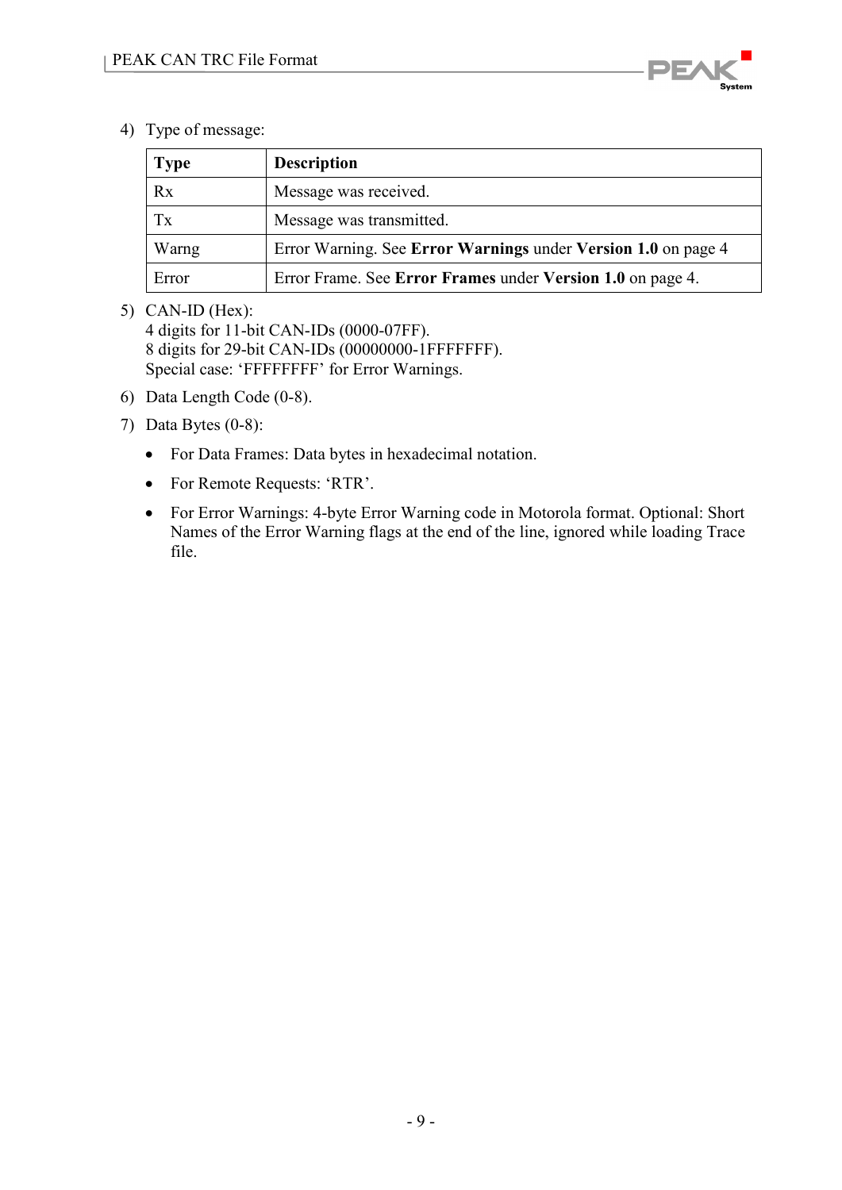4) Type of message:

| Type | Description |
|---|---|
| Rx | Message was received. |
| Tx | Message was transmitted. |
| Warng | Error Warning. See **Error Warnings** under **Version 1.0** on page 4 |
| Error | Error Frame. See **Error Frames** under **Version 1.0** on page 4. |

5) CAN-ID (Hex):
   4 digits for 11-bit CAN-IDs (0000-07FF).
   8 digits for 29-bit CAN-IDs (00000000-1FFFFFFF).
   Special case: 'FFFFFFFF' for Error Warnings.

6) Data Length Code (0-8).

7) Data Bytes (0-8):

   - For Data Frames: Data bytes in hexadecimal notation.
   - For Remote Requests: 'RTR'.
   - For Error Warnings: 4-byte Error Warning code in Motorola format. Optional: Short Names of the Error Warning flags at the end of the line, ignored while loading Trace file.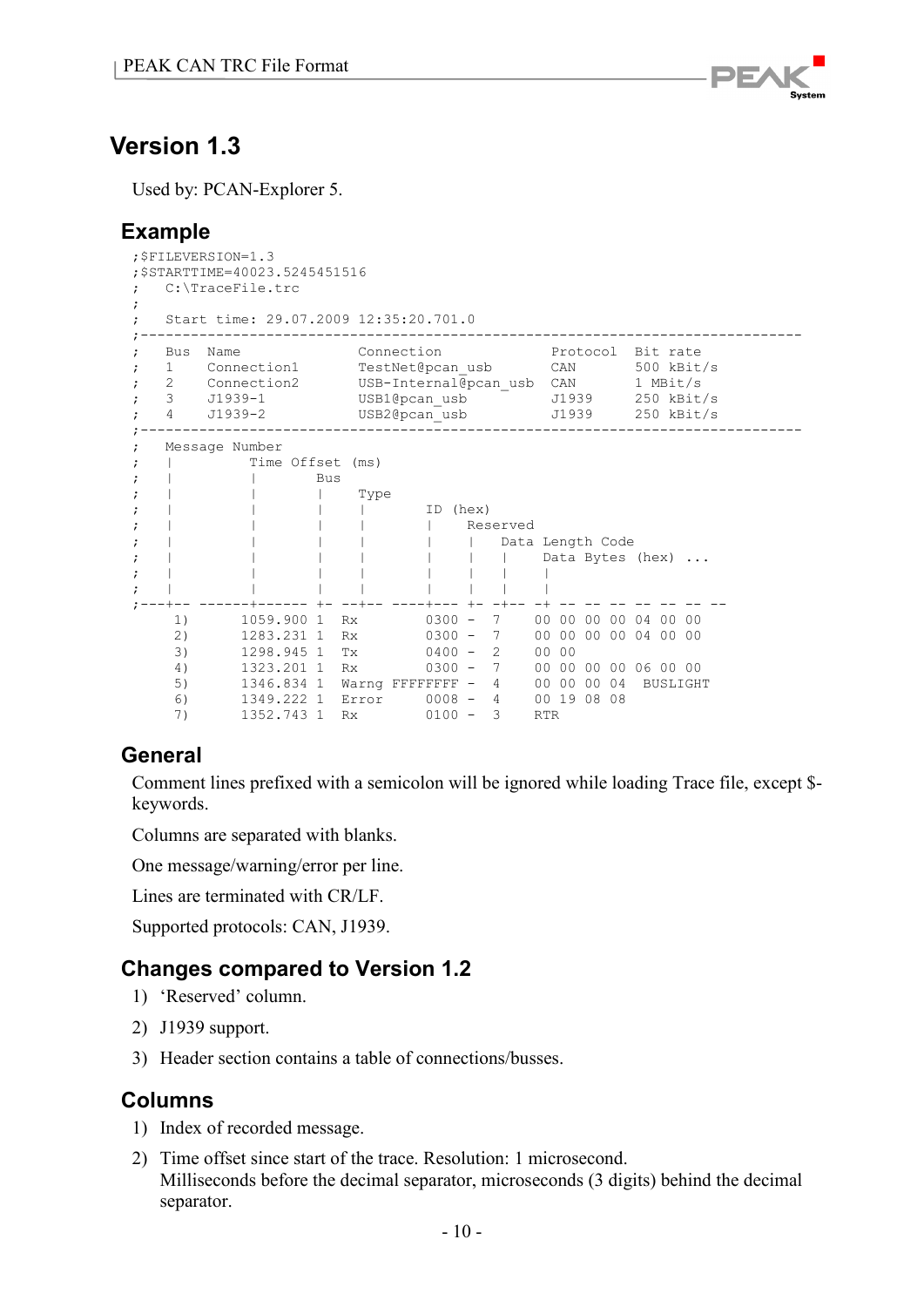# Version 1.3

Used by: PCAN-Explorer 5.

## Example

```
;$FILEVERSION=1.3
;$STARTTIME=40023.5245451516
;   C:\TraceFile.trc
;
;   Start time: 29.07.2009 12:35:20.701.0
;-------------------------------------------------------------------------------
;   Bus  Name            Connection               Protocol  Bit rate
;   1    Connection1     TestNet@pcan_usb         CAN       500 kBit/s
;   2    Connection2     USB-Internal@pcan_usb    CAN       1 MBit/s
;   3    J1939-1         USB1@pcan_usb            J1939     250 kBit/s
;   4    J1939-2         USB2@pcan_usb            J1939     250 kBit/s
;-------------------------------------------------------------------------------
;   Message Number
;   |         Time Offset (ms)
;   |         |       Bus
;   |         |       |    Type
;   |         |       |    |       ID (hex)
;   |         |       |    |       |    Reserved
;   |         |       |    |       |    |   Data Length Code
;   |         |       |    |       |    |   |    Data Bytes (hex) ...
;   |         |       |    |       |    |   |    |
;   |         |       |    |       |    |   |    |
;---+-- ------+------ +- --+-- ----+--- +- -+-- -+ -- -- -- -- -- -- --
     1)      1059.900 1  Rx        0300 -  7    00 00 00 00 04 00 00
     2)      1283.231 1  Rx        0300 -  7    00 00 00 00 04 00 00
     3)      1298.945 1  Tx        0400 -  2    00 00
     4)      1323.201 1  Rx        0300 -  7    00 00 00 00 06 00 00
     5)      1346.834 1  Warng FFFFFFFF -  4    00 00 00 04  BUSLIGHT
     6)      1349.222 1  Error     0008 -  4    00 19 08 08
     7)      1352.743 1  Rx        0100 -  3    RTR
```

## General

Comment lines prefixed with a semicolon will be ignored while loading Trace file, except $-keywords.

Columns are separated with blanks.

One message/warning/error per line.

Lines are terminated with CR/LF.

Supported protocols: CAN, J1939.

## Changes compared to Version 1.2

1) 'Reserved' column.
2) J1939 support.
3) Header section contains a table of connections/busses.

## Columns

1) Index of recorded message.
2) Time offset since start of the trace. Resolution: 1 microsecond.
   Milliseconds before the decimal separator, microseconds (3 digits) behind the decimal separator.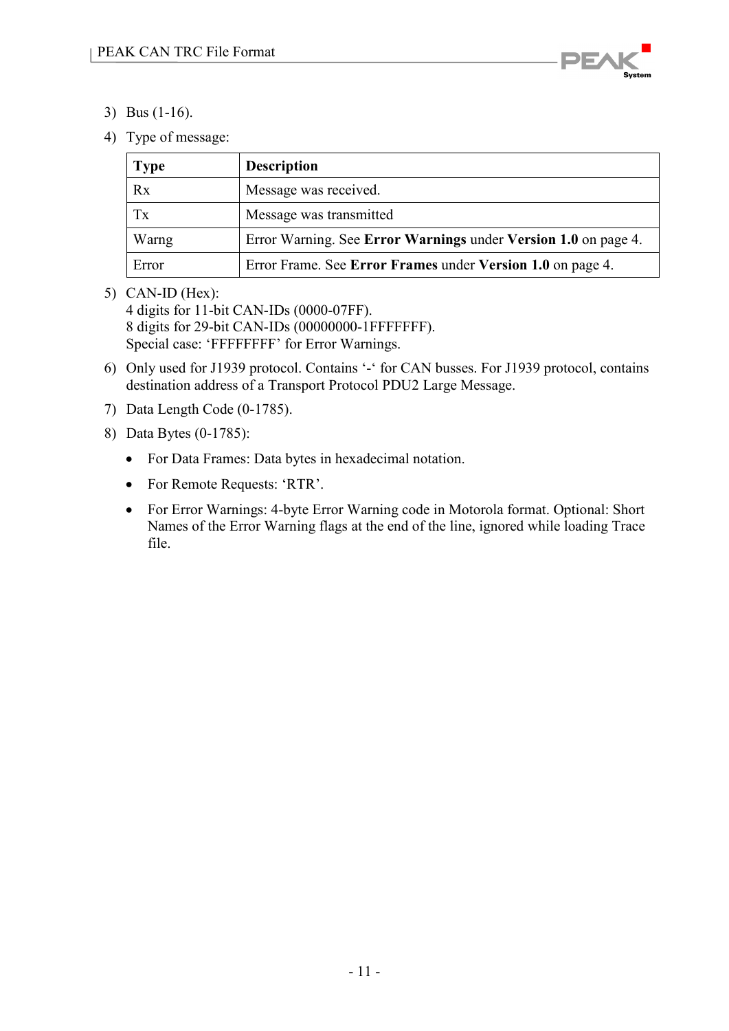3) Bus (1-16).

4) Type of message:

| Type | Description |
|---|---|
| Rx | Message was received. |
| Tx | Message was transmitted |
| Warng | Error Warning. See **Error Warnings** under **Version 1.0** on page 4. |
| Error | Error Frame. See **Error Frames** under **Version 1.0** on page 4. |

5) CAN-ID (Hex):
   4 digits for 11-bit CAN-IDs (0000-07FF).
   8 digits for 29-bit CAN-IDs (00000000-1FFFFFFF).
   Special case: 'FFFFFFFF' for Error Warnings.

6) Only used for J1939 protocol. Contains '-' for CAN busses. For J1939 protocol, contains destination address of a Transport Protocol PDU2 Large Message.

7) Data Length Code (0-1785).

8) Data Bytes (0-1785):

   - For Data Frames: Data bytes in hexadecimal notation.
   - For Remote Requests: 'RTR'.
   - For Error Warnings: 4-byte Error Warning code in Motorola format. Optional: Short Names of the Error Warning flags at the end of the line, ignored while loading Trace file.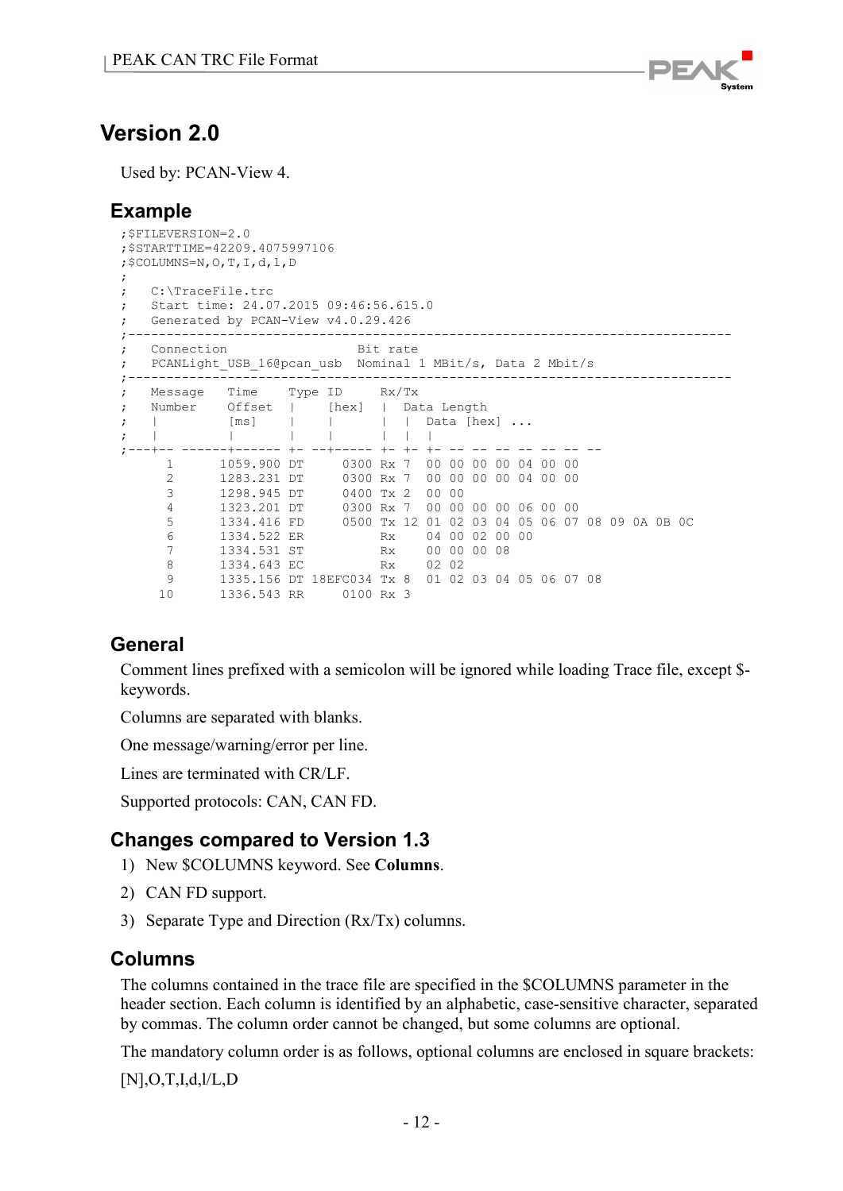# Version 2.0

Used by: PCAN-View 4.

## Example

```
;$FILEVERSION=2.0
;$STARTTIME=42209.4075997106
;$COLUMNS=N,O,T,I,d,l,D
;
;   C:\TraceFile.trc
;   Start time: 24.07.2015 09:46:56.615.0
;   Generated by PCAN-View v4.0.29.426
;-------------------------------------------------------------------------------
;   Connection                 Bit rate
;   PCANLight_USB_16@pcan_usb  Nominal 1 MBit/s, Data 2 Mbit/s
;-------------------------------------------------------------------------------
;   Message   Time    Type ID     Rx/Tx
;   Number    Offset  |    [hex]  |  Data Length
;   |         [ms]    |    |      |  |  Data [hex] ...
;   |         |       |    |      |  |  |
;---+-- ------+------ +- --+----- +- +- +- -- -- -- -- -- -- --
      1      1059.900 DT     0300 Rx 7  00 00 00 00 04 00 00
      2      1283.231 DT     0300 Rx 7  00 00 00 00 04 00 00
      3      1298.945 DT     0400 Tx 2  00 00
      4      1323.201 DT     0300 Rx 7  00 00 00 00 06 00 00
      5      1334.416 FD     0500 Tx 12 01 02 03 04 05 06 07 08 09 0A 0B 0C
      6      1334.522 ER          Rx    04 00 02 00 00
      7      1334.531 ST          Rx    00 00 00 08
      8      1334.643 EC          Rx    02 02
      9      1335.156 DT 18EFC034 Tx 8  01 02 03 04 05 06 07 08
     10      1336.543 RR     0100 Rx 3
```

## General

Comment lines prefixed with a semicolon will be ignored while loading Trace file, except $-keywords.

Columns are separated with blanks.

One message/warning/error per line.

Lines are terminated with CR/LF.

Supported protocols: CAN, CAN FD.

## Changes compared to Version 1.3

1) New $COLUMNS keyword. See **Columns**.
2) CAN FD support.
3) Separate Type and Direction (Rx/Tx) columns.

## Columns

The columns contained in the trace file are specified in the $COLUMNS parameter in the header section. Each column is identified by an alphabetic, case-sensitive character, separated by commas. The column order cannot be changed, but some columns are optional.

The mandatory column order is as follows, optional columns are enclosed in square brackets:

[N],O,T,I,d,l/L,D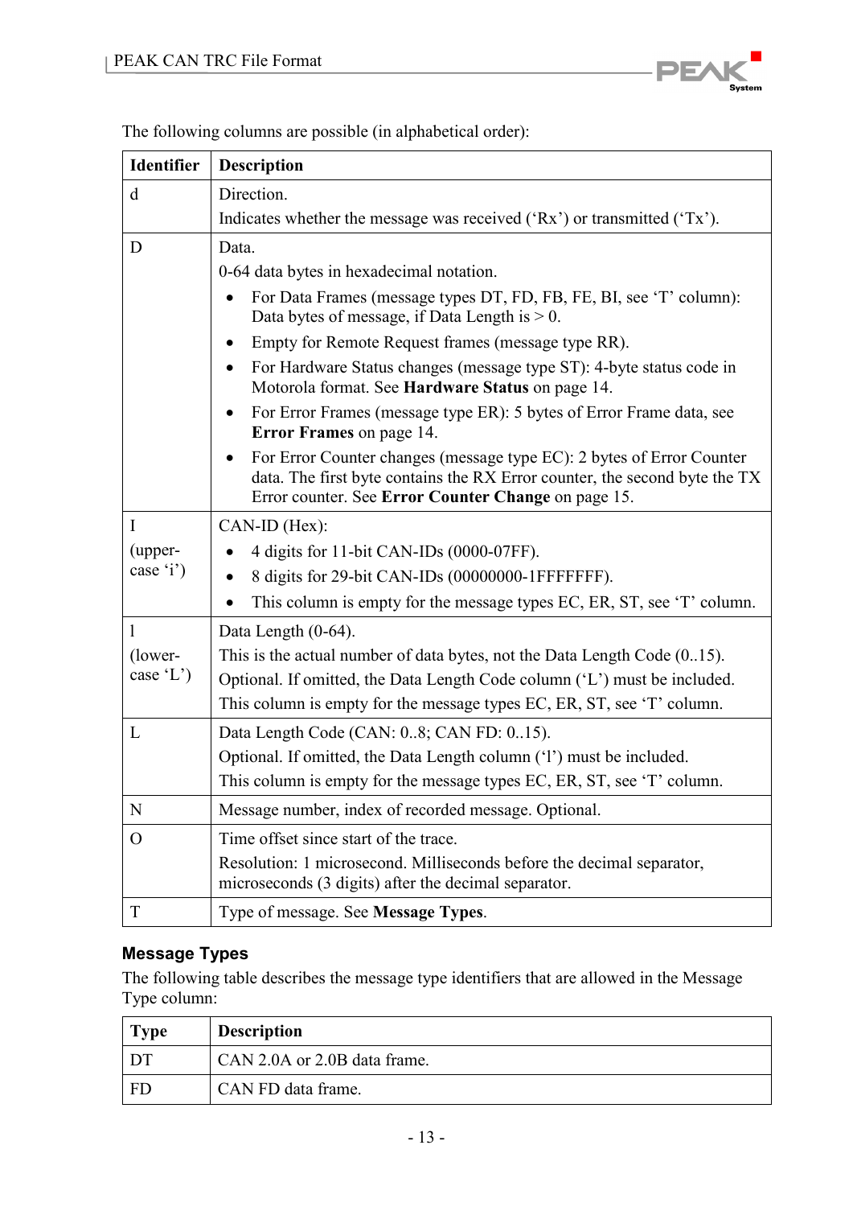The following columns are possible (in alphabetical order):

| Identifier | Description |
|---|---|
| d | Direction.<br>Indicates whether the message was received ('Rx') or transmitted ('Tx'). |
| D | Data.<br>0-64 data bytes in hexadecimal notation.<br>• For Data Frames (message types DT, FD, FB, FE, BI, see 'T' column): Data bytes of message, if Data Length is > 0.<br>• Empty for Remote Request frames (message type RR).<br>• For Hardware Status changes (message type ST): 4-byte status code in Motorola format. See **Hardware Status** on page 14.<br>• For Error Frames (message type ER): 5 bytes of Error Frame data, see **Error Frames** on page 14.<br>• For Error Counter changes (message type EC): 2 bytes of Error Counter data. The first byte contains the RX Error counter, the second byte the TX Error counter. See **Error Counter Change** on page 15. |
| I (upper-case 'i') | CAN-ID (Hex):<br>• 4 digits for 11-bit CAN-IDs (0000-07FF).<br>• 8 digits for 29-bit CAN-IDs (00000000-1FFFFFFF).<br>• This column is empty for the message types EC, ER, ST, see 'T' column. |
| l (lower-case 'L') | Data Length (0-64).<br>This is the actual number of data bytes, not the Data Length Code (0..15).<br>Optional. If omitted, the Data Length Code column ('L') must be included.<br>This column is empty for the message types EC, ER, ST, see 'T' column. |
| L | Data Length Code (CAN: 0..8; CAN FD: 0..15).<br>Optional. If omitted, the Data Length column ('l') must be included.<br>This column is empty for the message types EC, ER, ST, see 'T' column. |
| N | Message number, index of recorded message. Optional. |
| O | Time offset since start of the trace.<br>Resolution: 1 microsecond. Milliseconds before the decimal separator, microseconds (3 digits) after the decimal separator. |
| T | Type of message. See **Message Types**. |

### Message Types

The following table describes the message type identifiers that are allowed in the Message Type column:

| Type | Description |
|---|---|
| DT | CAN 2.0A or 2.0B data frame. |
| FD | CAN FD data frame. |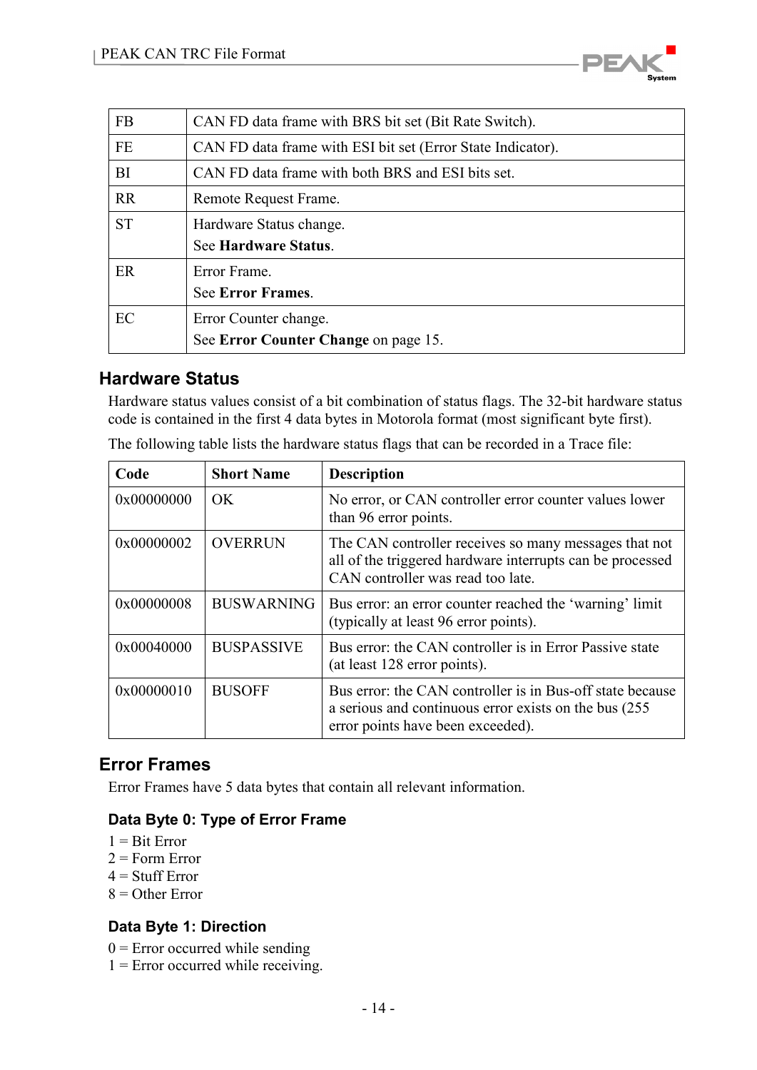| | |
|---|---|
| FB | CAN FD data frame with BRS bit set (Bit Rate Switch). |
| FE | CAN FD data frame with ESI bit set (Error State Indicator). |
| BI | CAN FD data frame with both BRS and ESI bits set. |
| RR | Remote Request Frame. |
| ST | Hardware Status change.<br>See **Hardware Status**. |
| ER | Error Frame.<br>See **Error Frames**. |
| EC | Error Counter change.<br>See **Error Counter Change** on page 15. |

## Hardware Status

Hardware status values consist of a bit combination of status flags. The 32-bit hardware status code is contained in the first 4 data bytes in Motorola format (most significant byte first).

The following table lists the hardware status flags that can be recorded in a Trace file:

| Code | Short Name | Description |
|---|---|---|
| 0x00000000 | OK | No error, or CAN controller error counter values lower than 96 error points. |
| 0x00000002 | OVERRUN | The CAN controller receives so many messages that not all of the triggered hardware interrupts can be processed CAN controller was read too late. |
| 0x00000008 | BUSWARNING | Bus error: an error counter reached the 'warning' limit (typically at least 96 error points). |
| 0x00040000 | BUSPASSIVE | Bus error: the CAN controller is in Error Passive state (at least 128 error points). |
| 0x00000010 | BUSOFF | Bus error: the CAN controller is in Bus-off state because a serious and continuous error exists on the bus (255 error points have been exceeded). |

## Error Frames

Error Frames have 5 data bytes that contain all relevant information.

### Data Byte 0: Type of Error Frame

1 = Bit Error
2 = Form Error
4 = Stuff Error
8 = Other Error

### Data Byte 1: Direction

0 = Error occurred while sending
1 = Error occurred while receiving.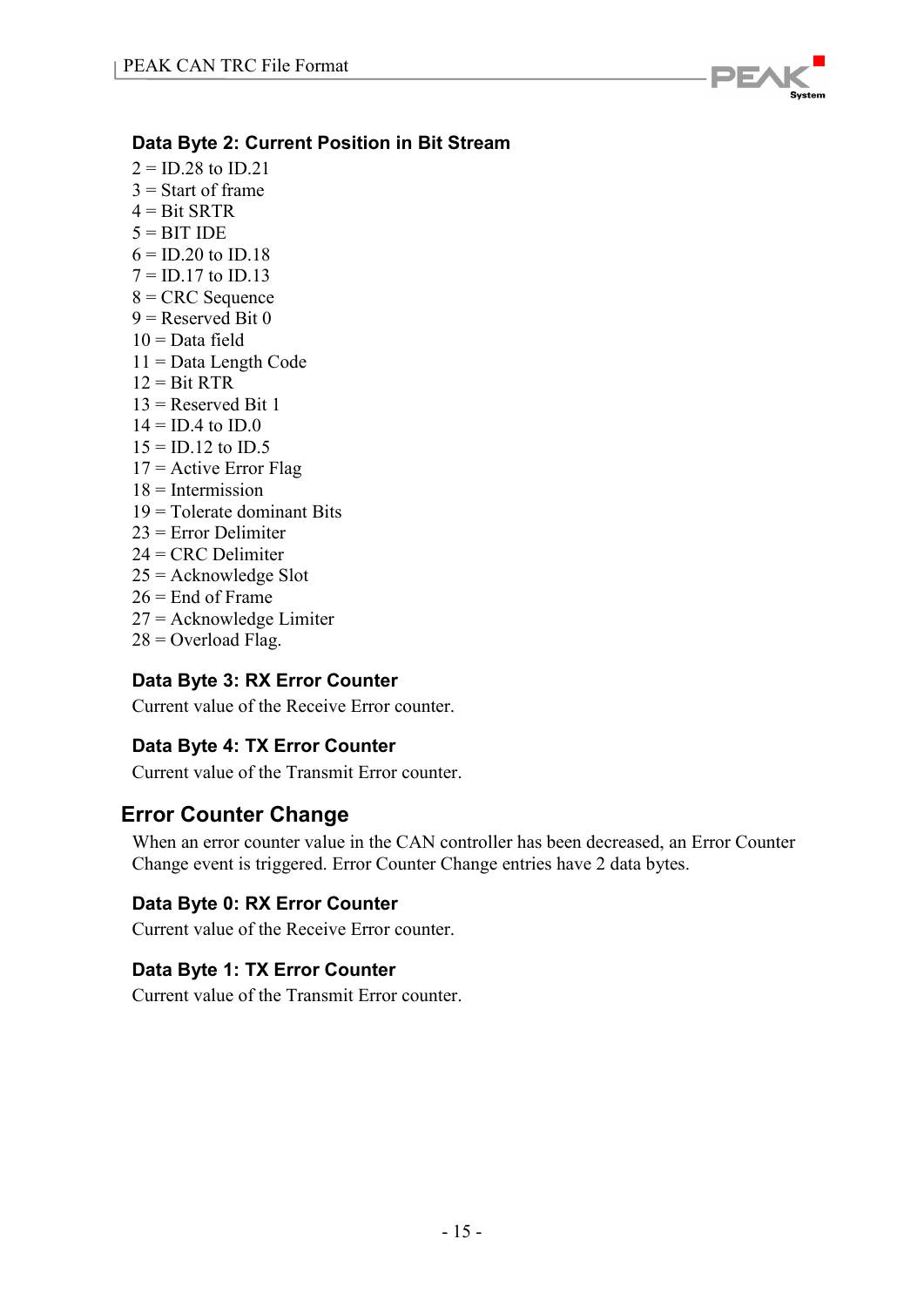### Data Byte 2: Current Position in Bit Stream

2 = ID.28 to ID.21
3 = Start of frame
4 = Bit SRTR
5 = BIT IDE
6 = ID.20 to ID.18
7 = ID.17 to ID.13
8 = CRC Sequence
9 = Reserved Bit 0
10 = Data field
11 = Data Length Code
12 = Bit RTR
13 = Reserved Bit 1
14 = ID.4 to ID.0
15 = ID.12 to ID.5
17 = Active Error Flag
18 = Intermission
19 = Tolerate dominant Bits
23 = Error Delimiter
24 = CRC Delimiter
25 = Acknowledge Slot
26 = End of Frame
27 = Acknowledge Limiter
28 = Overload Flag.

### Data Byte 3: RX Error Counter

Current value of the Receive Error counter.

### Data Byte 4: TX Error Counter

Current value of the Transmit Error counter.

## Error Counter Change

When an error counter value in the CAN controller has been decreased, an Error Counter Change event is triggered. Error Counter Change entries have 2 data bytes.

### Data Byte 0: RX Error Counter

Current value of the Receive Error counter.

### Data Byte 1: TX Error Counter

Current value of the Transmit Error counter.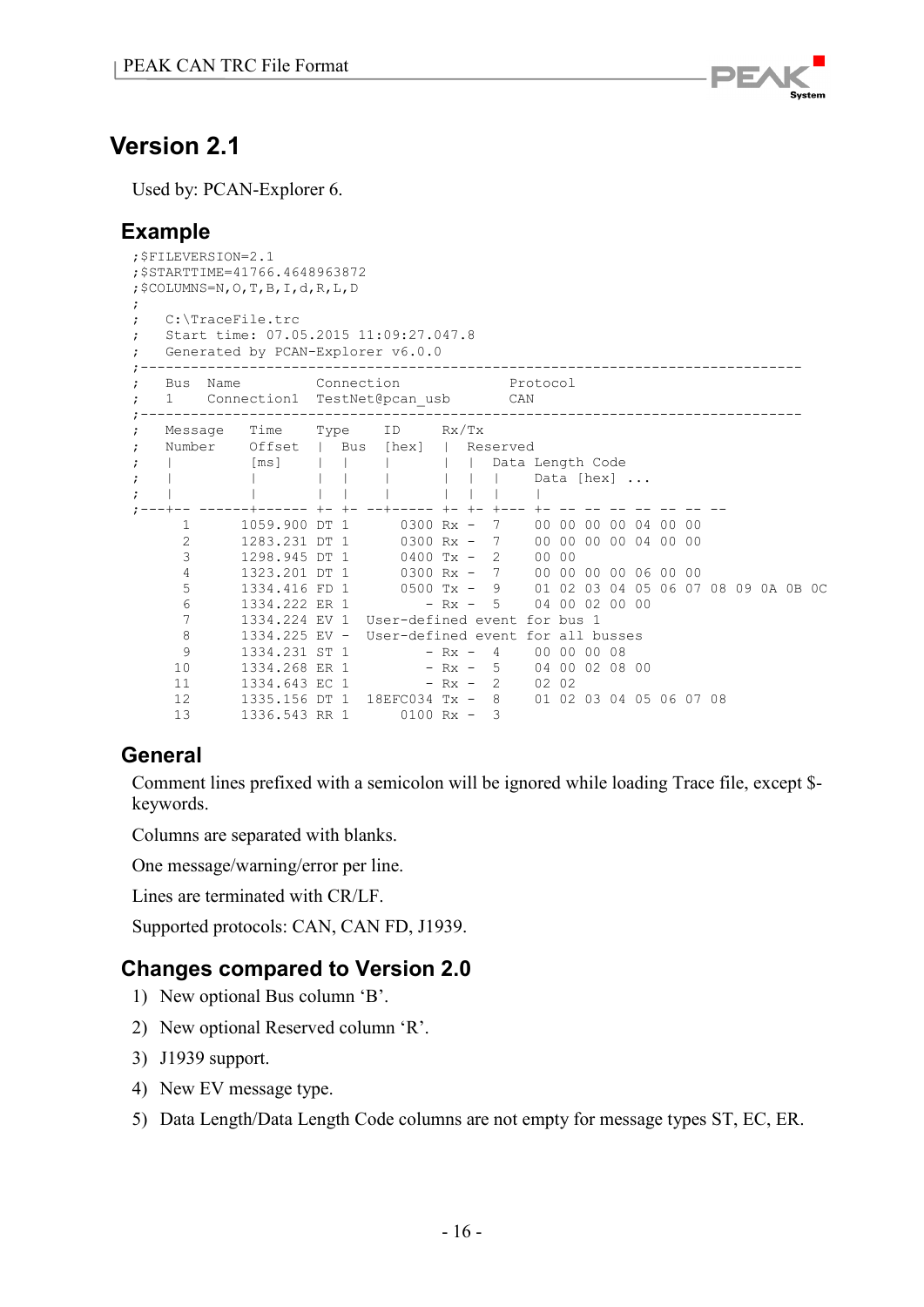# Version 2.1

Used by: PCAN-Explorer 6.

## Example

```
;$FILEVERSION=2.1
;$STARTTIME=41766.4648963872
;$COLUMNS=N,O,T,B,I,d,R,L,D
;
;   C:\TraceFile.trc
;   Start time: 07.05.2015 11:09:27.047.8
;   Generated by PCAN-Explorer v6.0.0
;-------------------------------------------------------------------------------
;   Bus  Name          Connection               Protocol
;   1    Connection1   TestNet@pcan_usb         CAN
;-------------------------------------------------------------------------------
;   Message   Time    Type    ID     Rx/Tx
;   Number    Offset  |  Bus  [hex]  |  Reserved
;   |         [ms]    |  |    |      |  |  Data Length Code
;   |         |       |  |    |      |  |  |    Data [hex] ...
;   |         |       |  |    |      |  |  |    |
;---+-- ------+------ +- +- --+----- +- +- +--- +- -- -- -- -- -- -- --
      1      1059.900 DT 1      0300 Rx -  7    00 00 00 00 04 00 00
      2      1283.231 DT 1      0300 Rx -  7    00 00 00 00 04 00 00
      3      1298.945 DT 1      0400 Tx -  2    00 00
      4      1323.201 DT 1      0300 Rx -  7    00 00 00 00 06 00 00
      5      1334.416 FD 1      0500 Tx -  9    01 02 03 04 05 06 07 08 09 0A 0B 0C
      6      1334.222 ER 1         - Rx -  5    04 00 02 00 00
      7      1334.224 EV 1  User-defined event for bus 1
      8      1334.225 EV -  User-defined event for all busses
      9      1334.231 ST 1         - Rx -  4    00 00 00 08
     10      1334.268 ER 1         - Rx -  5    04 00 02 08 00
     11      1334.643 EC 1         - Rx -  2    02 02
     12      1335.156 DT 1  18EFC034 Tx -  8    01 02 03 04 05 06 07 08
     13      1336.543 RR 1      0100 Rx -  3
```

## General

Comment lines prefixed with a semicolon will be ignored while loading Trace file, except $-keywords.

Columns are separated with blanks.

One message/warning/error per line.

Lines are terminated with CR/LF.

Supported protocols: CAN, CAN FD, J1939.

## Changes compared to Version 2.0

1) New optional Bus column 'B'.
2) New optional Reserved column 'R'.
3) J1939 support.
4) New EV message type.
5) Data Length/Data Length Code columns are not empty for message types ST, EC, ER.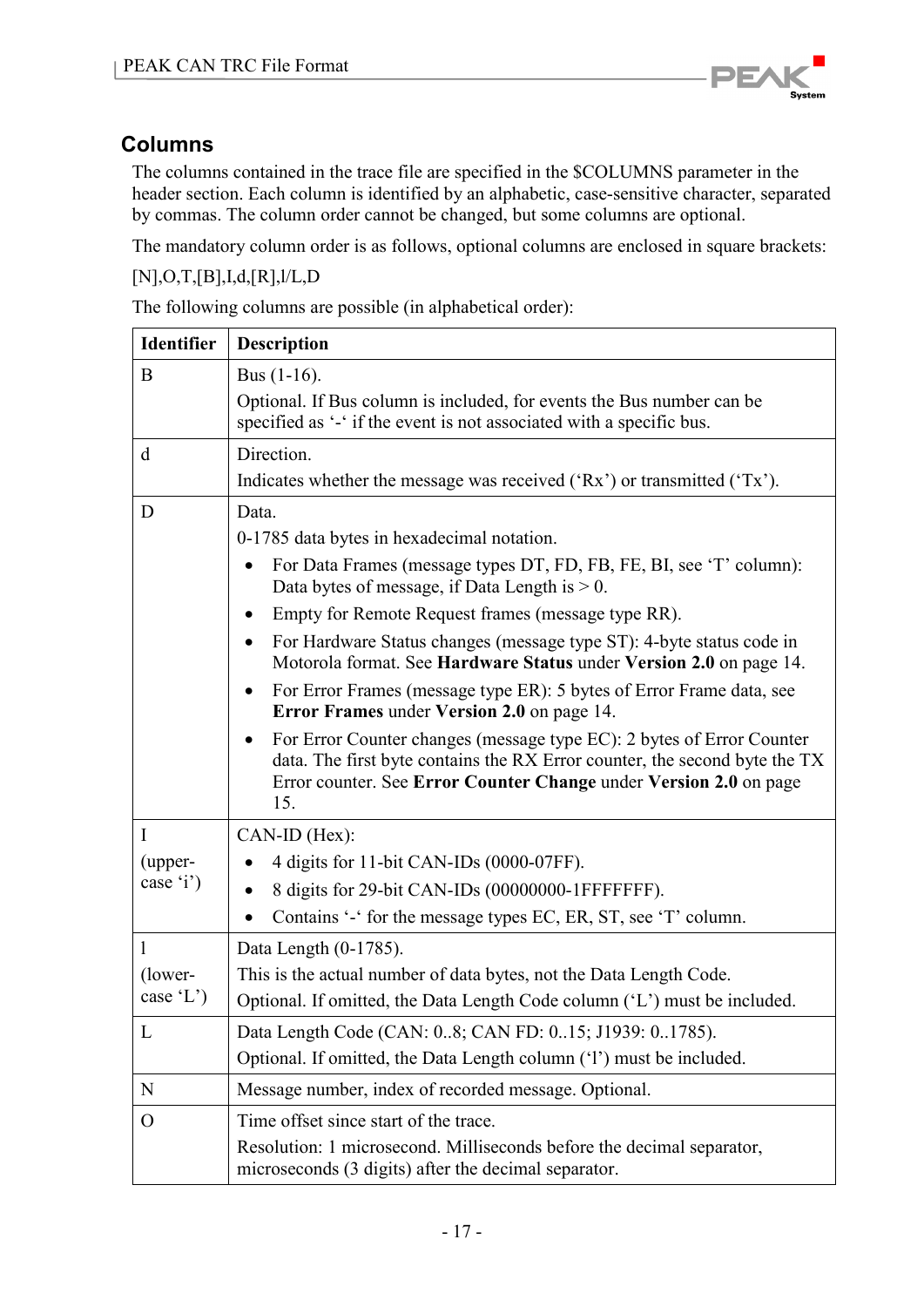## Columns

The columns contained in the trace file are specified in the $COLUMNS parameter in the header section. Each column is identified by an alphabetic, case-sensitive character, separated by commas. The column order cannot be changed, but some columns are optional.

The mandatory column order is as follows, optional columns are enclosed in square brackets:

[N],O,T,[B],I,d,[R],l/L,D

The following columns are possible (in alphabetical order):

| Identifier | Description |
|---|---|
| B | Bus (1-16).<br>Optional. If Bus column is included, for events the Bus number can be specified as '-' if the event is not associated with a specific bus. |
| d | Direction.<br>Indicates whether the message was received ('Rx') or transmitted ('Tx'). |
| D | Data.<br>0-1785 data bytes in hexadecimal notation.<br>• For Data Frames (message types DT, FD, FB, FE, BI, see 'T' column): Data bytes of message, if Data Length is > 0.<br>• Empty for Remote Request frames (message type RR).<br>• For Hardware Status changes (message type ST): 4-byte status code in Motorola format. See **Hardware Status** under **Version 2.0** on page 14.<br>• For Error Frames (message type ER): 5 bytes of Error Frame data, see **Error Frames** under **Version 2.0** on page 14.<br>• For Error Counter changes (message type EC): 2 bytes of Error Counter data. The first byte contains the RX Error counter, the second byte the TX Error counter. See **Error Counter Change** under **Version 2.0** on page 15. |
| I<br>(upper-case 'i') | CAN-ID (Hex):<br>• 4 digits for 11-bit CAN-IDs (0000-07FF).<br>• 8 digits for 29-bit CAN-IDs (00000000-1FFFFFFF).<br>• Contains '-' for the message types EC, ER, ST, see 'T' column. |
| l<br>(lower-case 'L') | Data Length (0-1785).<br>This is the actual number of data bytes, not the Data Length Code.<br>Optional. If omitted, the Data Length Code column ('L') must be included. |
| L | Data Length Code (CAN: 0..8; CAN FD: 0..15; J1939: 0..1785).<br>Optional. If omitted, the Data Length column ('l') must be included. |
| N | Message number, index of recorded message. Optional. |
| O | Time offset since start of the trace.<br>Resolution: 1 microsecond. Milliseconds before the decimal separator, microseconds (3 digits) after the decimal separator. |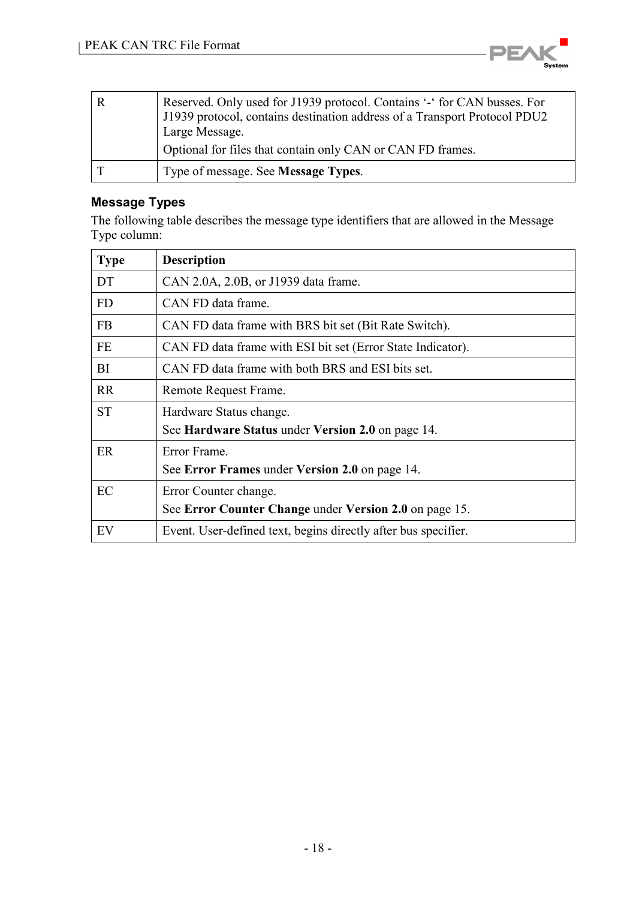| | |
|---|---|
| R | Reserved. Only used for J1939 protocol. Contains '-' for CAN busses. For J1939 protocol, contains destination address of a Transport Protocol PDU2 Large Message.<br>Optional for files that contain only CAN or CAN FD frames. |
| T | Type of message. See **Message Types**. |

### Message Types

The following table describes the message type identifiers that are allowed in the Message Type column:

| Type | Description |
|---|---|
| DT | CAN 2.0A, 2.0B, or J1939 data frame. |
| FD | CAN FD data frame. |
| FB | CAN FD data frame with BRS bit set (Bit Rate Switch). |
| FE | CAN FD data frame with ESI bit set (Error State Indicator). |
| BI | CAN FD data frame with both BRS and ESI bits set. |
| RR | Remote Request Frame. |
| ST | Hardware Status change.<br>See **Hardware Status** under **Version 2.0** on page 14. |
| ER | Error Frame.<br>See **Error Frames** under **Version 2.0** on page 14. |
| EC | Error Counter change.<br>See **Error Counter Change** under **Version 2.0** on page 15. |
| EV | Event. User-defined text, begins directly after bus specifier. |